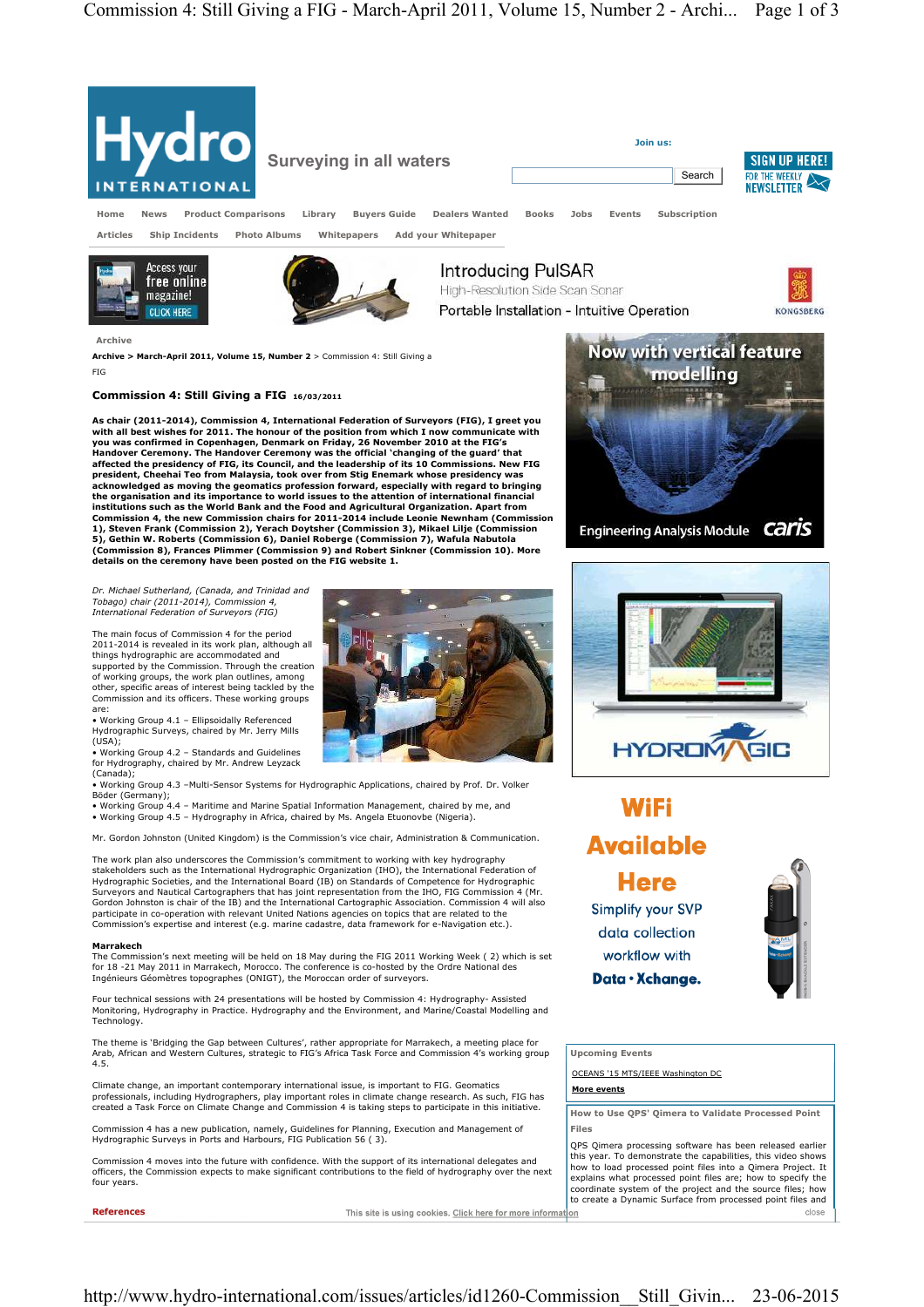Archive

Archive > March-April 2011, Volume 15, Number 2 > Commission 4: Still Giving a FIG

## Commission 4: Still Giving a FIG 16/03/2011

**As chair (2011-2014), Commission 4, International Federation of Surveyors (FIG), I greet you with all best wishes for 2011. The honour of the position from which I now communicate with you was confirmed in Copenhagen, Denmark on Friday, 26 November 2010 at the FIG's Handover Ceremony. The Handover Ceremony was the official 'changing of the guard' that affected the presidency of FIG, its Council, and the leadership of its 10 Commissions. New FIG president, Cheehai Teo from Malaysia, took over from Stig Enemark whose presidency was acknowledged as moving the geomatics profession forward, especially with regard to bringing the organisation and its importance to world issues to the attention of international financial institutions such as the World Bank and the Food and Agricultural Organization. Apart from Commission 4, the new Commission chairs for 2011-2014 include Leonie Newnham (Commission 1), Steven Frank (Commission 2), Yerach Doytsher (Commission 3), Mikael Lilje (Commission 5), Gethin W. Roberts (Commission 6), Daniel Roberge (Commission 7), Wafula Nabutola (Commission 8), Frances Plimmer (Commission 9) and Robert Sinkner (Commission 10). More details on the ceremony have been posted on the FIG website 1.**

*Dr. Michael Sutherland, (Canada, and Trinidad and Tobago) chair (2011-2014), Commission 4, International Federation of Surveyors (FIG)*

The main focus of Commission 4 for the period 2011-2014 is revealed in its work plan, although all things hydrographic are accommodated and supported by the Commission. Through the creation of working groups, the work plan outlines, among other, specific areas of interest being tackled by the Commission and its officers. These working groups are:

- Working Group 4.1 – Ellipsoidally Referenced Hydrographic Surveys, chaired by Mr. Jerry Mills (USA);
- Working Group 4.2 – Standards and Guidelines for Hydrography, chaired by Mr. Andrew Leyzack (Canada);
- Working Group 4.3 –Multi-Sensor Systems for Hydrographic Applications, chaired by Prof. Dr. Volker Böder (Germany);
- Working Group 4.4 – Maritime and Marine Spatial Information Management, chaired by me, and
- Working Group 4.5 – Hydrography in Africa, chaired by Ms. Angela Etuonovbe (Nigeria).

Mr. Gordon Johnston (United Kingdom) is the Commission's vice chair, Administration & Communication.

The work plan also underscores the Commission's commitment to working with key hydrography stakeholders such as the International Hydrographic Organization (IHO), the International Federation of Hydrographic Societies, and the International Board (IB) on Standards of Competence for Hydrographic Surveyors and Nautical Cartographers that has joint representation from the IHO, FIG Commission 4 (Mr. Gordon Johnston is chair of the IB) and the International Cartographic Association. Commission 4 will also participate in co-operation with relevant United Nations agencies on topics that are related to the Commission's expertise and interest (e.g. marine cadastre, data framework for e-Navigation etc.).

**Marrakech**

The Commission's next meeting will be held on 18 May during the FIG 2011 Working Week ( 2) which is set for 18 -21 May 2011 in Marrakech, Morocco. The conference is co-hosted by the Ordre National des Ingénieurs Géomètres topographes (ONIGT), the Moroccan order of surveyors.

Four technical sessions with 24 presentations will be hosted by Commission 4: Hydrography- Assisted Monitoring, Hydrography in Practice. Hydrography and the Environment, and Marine/Coastal Modelling and Technology.

The theme is 'Bridging the Gap between Cultures', rather appropriate for Marrakech, a meeting place for Arab, African and Western Cultures, strategic to FIG's Africa Task Force and Commission 4's working group 4.5.

Climate change, an important contemporary international issue, is important to FIG. Geomatics professionals, including Hydrographers, play important roles in climate change research. As such, FIG has created a Task Force on Climate Change and Commission 4 is taking steps to participate in this initiative.

Commission 4 has a new publication, namely, Guidelines for Planning, Execution and Management of Hydrographic Surveys in Ports and Harbours, FIG Publication 56 ( 3).

Commission 4 moves into the future with confidence. With the support of its international delegates and officers, the Commission expects to make significant contributions to the field of hydrography over the next four years.

**References**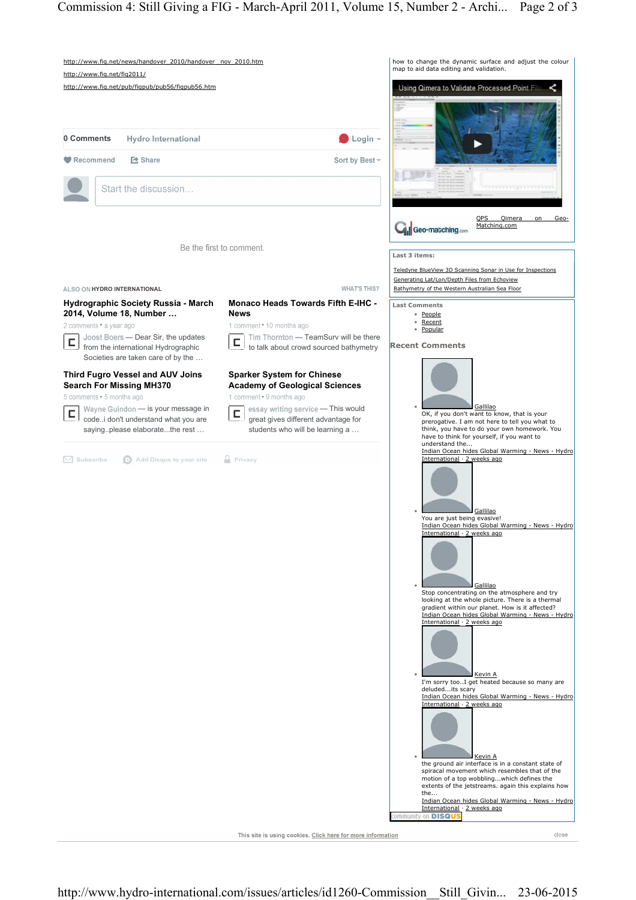http://www.fig.net/news/handover_2010/handover__nov_2010.htm

http://www.fig.net/fig2011/

http://www.fig.net/pub/figpub/pub56/figpub56.htm

0 Comments   Hydro International   Login

Recommend   Share   Sort by Best

Start the discussion…

Be the first to comment.

ALSO ON HYDRO INTERNATIONAL   WHAT'S THIS?

**Hydrographic Society Russia - March 2014, Volume 18, Number …**

2 comments • a year ago

Joost Boers — Dear Sir, the updates from the international Hydrographic Societies are taken care of by the …

**Monaco Heads Towards Fifth E-IHC - News**

1 comment • 10 months ago

Tim Thornton — TeamSurv will be there to talk about crowd sourced bathymetry

**Third Fugro Vessel and AUV Joins Search For Missing MH370**

5 comments • 5 months ago

Wayne Guindon — is your message in code..i don't understand what you are saying..please elaborate...the rest …

**Sparker System for Chinese Academy of Geological Sciences**

1 comment • 9 months ago

essay writing service — This would great gives different advantage for students who will be learning a …

Subscribe   Add Disqus to your site   Privacy

how to change the dynamic surface and adjust the colour map to aid data editing and validation.

Using Qimera to Validate Processed Point File...

QPS Qimera on Geo-Matching.com

**Last 3 items:**

- Teledyne BlueView 3D Scanning Sonar in Use for Inspections
- Generating Lat/Lon/Depth Files from Echoview
- Bathymetry of the Western Australian Sea Floor

**Last Comments**

- People
- Recent
- Popular

**Recent Comments**

- Gallilao
  OK, if you don't want to know, that is your prerogative. I am not here to tell you what to think, you have to do your own homework. You have to think for yourself, if you want to understand the…
  Indian Ocean hides Global Warming - News - Hydro International · 2 weeks ago
- Gallilao
  You are just being evasive!
  Indian Ocean hides Global Warming - News - Hydro International · 2 weeks ago
- Gallilao
  Stop concentrating on the atmosphere and try looking at the whole picture. There is a thermal gradient within our planet. How is it affected?
  Indian Ocean hides Global Warming - News - Hydro International · 2 weeks ago
- Kevin A
  I'm sorry too..I get heated because so many are deluded...its scary
  Indian Ocean hides Global Warming - News - Hydro International · 2 weeks ago
- Kevin A
  the ground air interface is in a constant state of spiracal movement which resembles that of the motion of a top wobbling...which defines the extents of the jetstreams. again this explains how the…
  Indian Ocean hides Global Warming - News - Hydro International · 2 weeks ago

Community on DISQUS

This site is using cookies. Click here for more information   close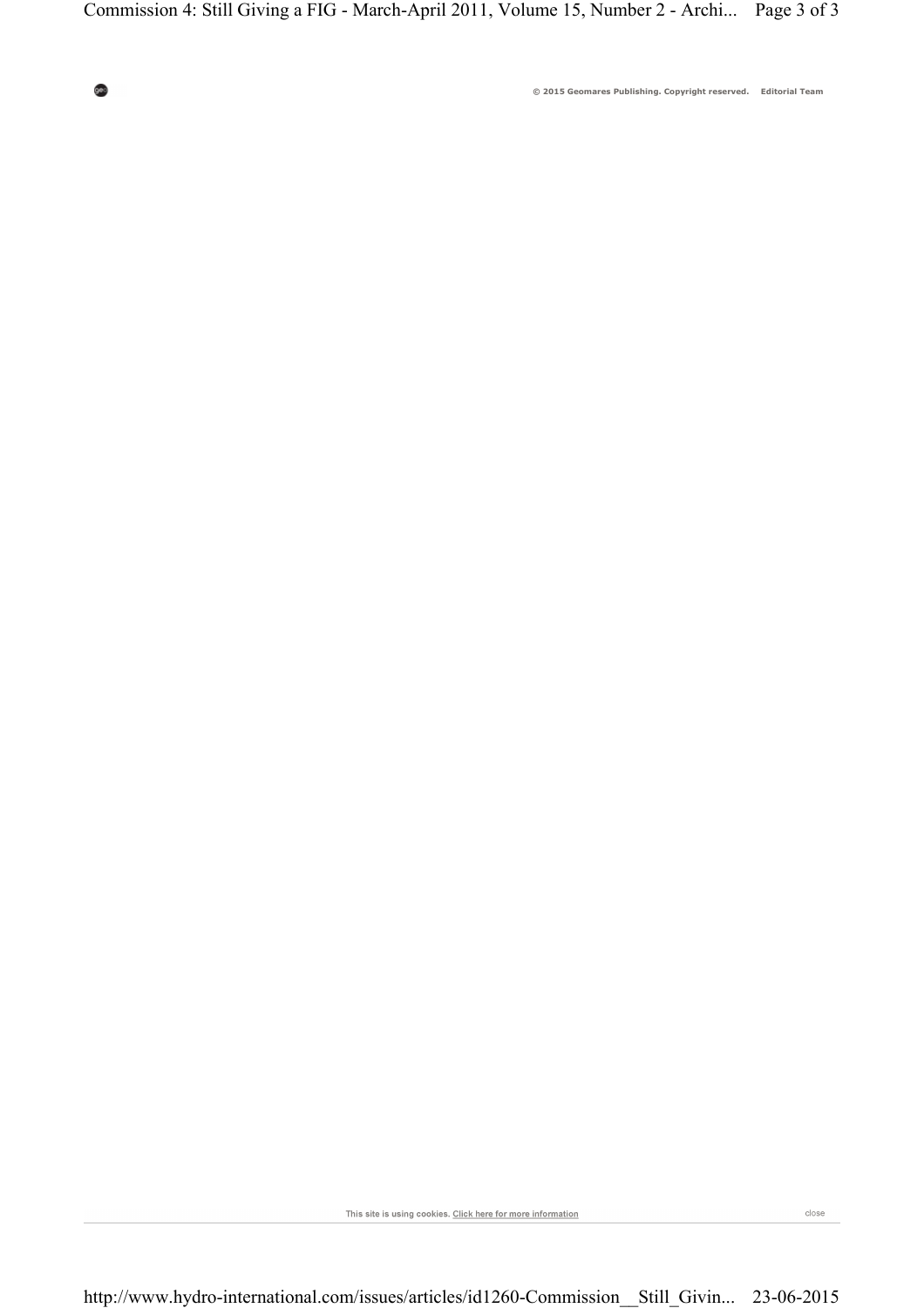© 2015 Geomares Publishing. Copyright reserved. Editorial Team

This site is using cookies. Click here for more information

close